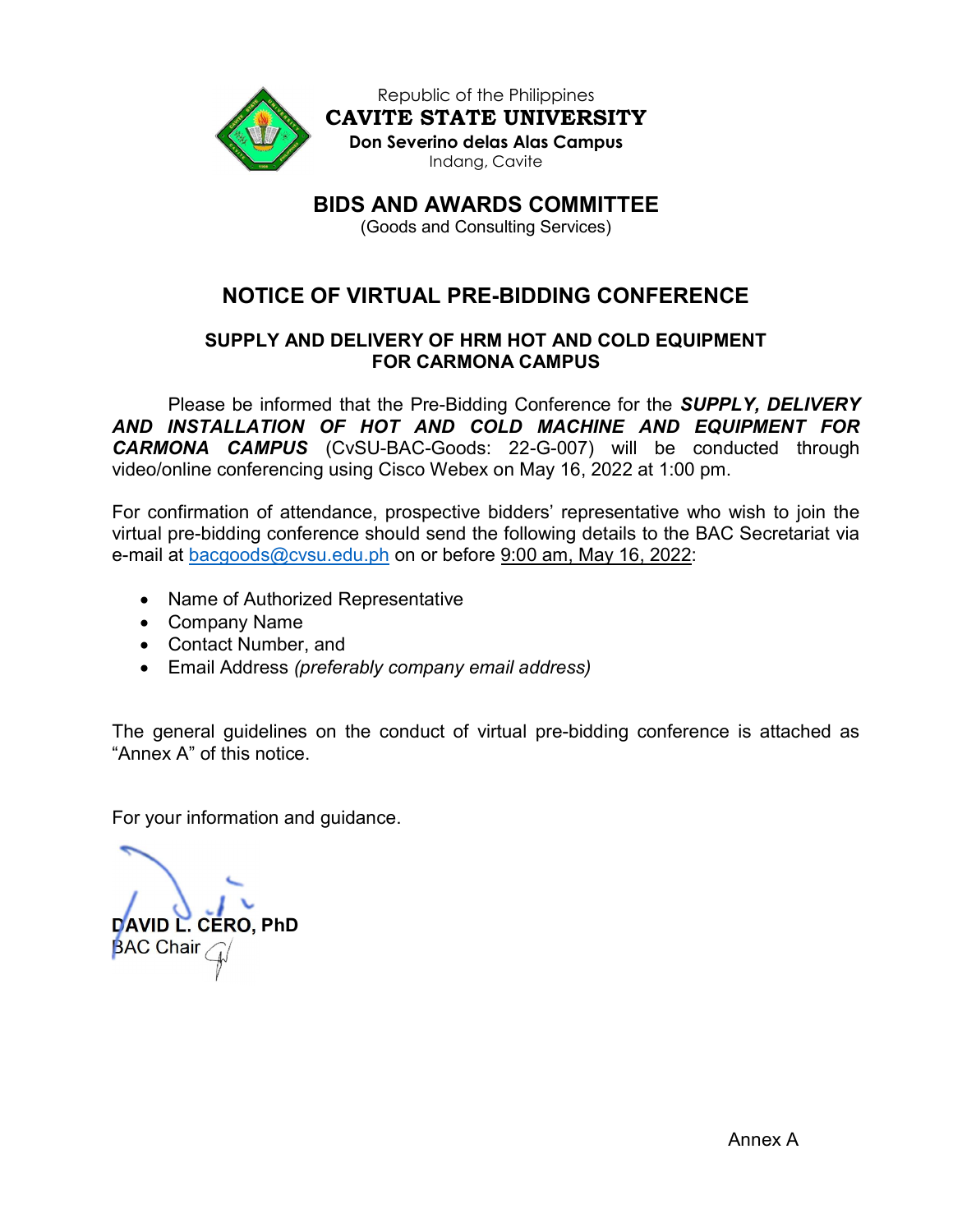Republic of the Philippines

**CAVITE STATE UNIVERSITY**

**Don Severino delas Alas Campus**

Indang, Cavite

# BIDS AND AWARDS COMMITTEE

(Goods and Consulting Services)

## NOTICE OF VIRTUAL PRE-BIDDING CONFERENCE

### SUPPLY AND DELIVERY OF HRM HOT AND COLD EQUIPMENT FOR CARMONA CAMPUS

Please be informed that the Pre-Bidding Conference for the ***SUPPLY, DELIVERY AND INSTALLATION OF HOT AND COLD MACHINE AND EQUIPMENT FOR CARMONA CAMPUS*** (CvSU-BAC-Goods: 22-G-007) will be conducted through video/online conferencing using Cisco Webex on May 16, 2022 at 1:00 pm.

For confirmation of attendance, prospective bidders' representative who wish to join the virtual pre-bidding conference should send the following details to the BAC Secretariat via e-mail at bacgoods@cvsu.edu.ph on or before 9:00 am, May 16, 2022:

- Name of Authorized Representative
- Company Name
- Contact Number, and
- Email Address *(preferably company email address)*

The general guidelines on the conduct of virtual pre-bidding conference is attached as "Annex A" of this notice.

For your information and guidance.

**DAVID L. CERO, PhD**
BAC Chair

Annex A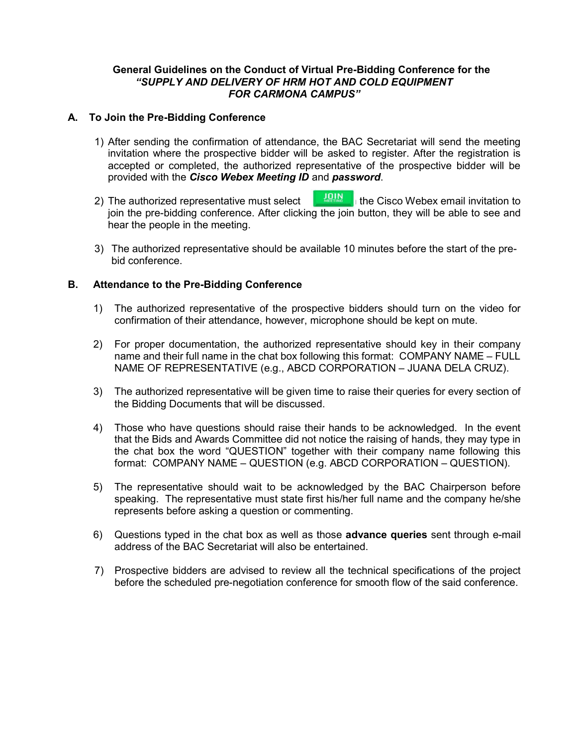**General Guidelines on the Conduct of Virtual Pre-Bidding Conference for the**
***"SUPPLY AND DELIVERY OF HRM HOT AND COLD EQUIPMENT FOR CARMONA CAMPUS"***

## A. To Join the Pre-Bidding Conference

1) After sending the confirmation of attendance, the BAC Secretariat will send the meeting invitation where the prospective bidder will be asked to register. After the registration is accepted or completed, the authorized representative of the prospective bidder will be provided with the ***Cisco Webex Meeting ID*** and ***password***.

2) The authorized representative must select JOIN MEETING in the Cisco Webex email invitation to join the pre-bidding conference. After clicking the join button, they will be able to see and hear the people in the meeting.

3) The authorized representative should be available 10 minutes before the start of the pre-bid conference.

## B. Attendance to the Pre-Bidding Conference

1) The authorized representative of the prospective bidders should turn on the video for confirmation of their attendance, however, microphone should be kept on mute.

2) For proper documentation, the authorized representative should key in their company name and their full name in the chat box following this format: COMPANY NAME – FULL NAME OF REPRESENTATIVE (e.g., ABCD CORPORATION – JUANA DELA CRUZ).

3) The authorized representative will be given time to raise their queries for every section of the Bidding Documents that will be discussed.

4) Those who have questions should raise their hands to be acknowledged. In the event that the Bids and Awards Committee did not notice the raising of hands, they may type in the chat box the word "QUESTION" together with their company name following this format: COMPANY NAME – QUESTION (e.g. ABCD CORPORATION – QUESTION).

5) The representative should wait to be acknowledged by the BAC Chairperson before speaking. The representative must state first his/her full name and the company he/she represents before asking a question or commenting.

6) Questions typed in the chat box as well as those **advance queries** sent through e-mail address of the BAC Secretariat will also be entertained.

7) Prospective bidders are advised to review all the technical specifications of the project before the scheduled pre-negotiation conference for smooth flow of the said conference.